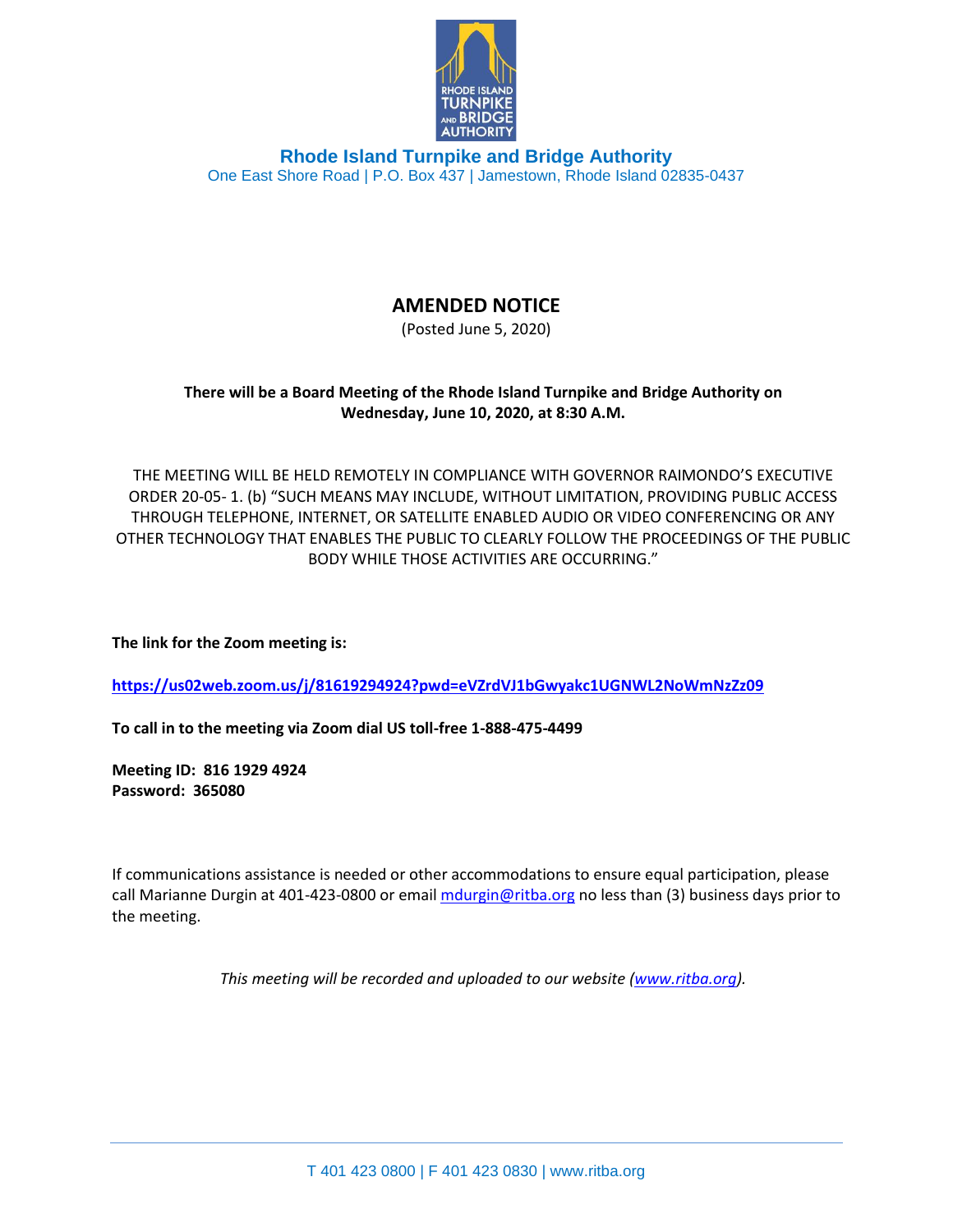**Rhode Island Turnpike and Bridge Authority**
One East Shore Road | P.O. Box 437 | Jamestown, Rhode Island 02835-0437

# AMENDED NOTICE

(Posted June 5, 2020)

**There will be a Board Meeting of the Rhode Island Turnpike and Bridge Authority on Wednesday, June 10, 2020, at 8:30 A.M.**

THE MEETING WILL BE HELD REMOTELY IN COMPLIANCE WITH GOVERNOR RAIMONDO'S EXECUTIVE ORDER 20-05- 1. (b) "SUCH MEANS MAY INCLUDE, WITHOUT LIMITATION, PROVIDING PUBLIC ACCESS THROUGH TELEPHONE, INTERNET, OR SATELLITE ENABLED AUDIO OR VIDEO CONFERENCING OR ANY OTHER TECHNOLOGY THAT ENABLES THE PUBLIC TO CLEARLY FOLLOW THE PROCEEDINGS OF THE PUBLIC BODY WHILE THOSE ACTIVITIES ARE OCCURRING."

**The link for the Zoom meeting is:**

**https://us02web.zoom.us/j/81619294924?pwd=eVZrdVJ1bGwyakc1UGNWL2NoWmNzZz09**

**To call in to the meeting via Zoom dial US toll-free 1-888-475-4499**

**Meeting ID: 816 1929 4924**
**Password: 365080**

If communications assistance is needed or other accommodations to ensure equal participation, please call Marianne Durgin at 401-423-0800 or email mdurgin@ritba.org no less than (3) business days prior to the meeting.

*This meeting will be recorded and uploaded to our website (www.ritba.org).*

T 401 423 0800 | F 401 423 0830 | www.ritba.org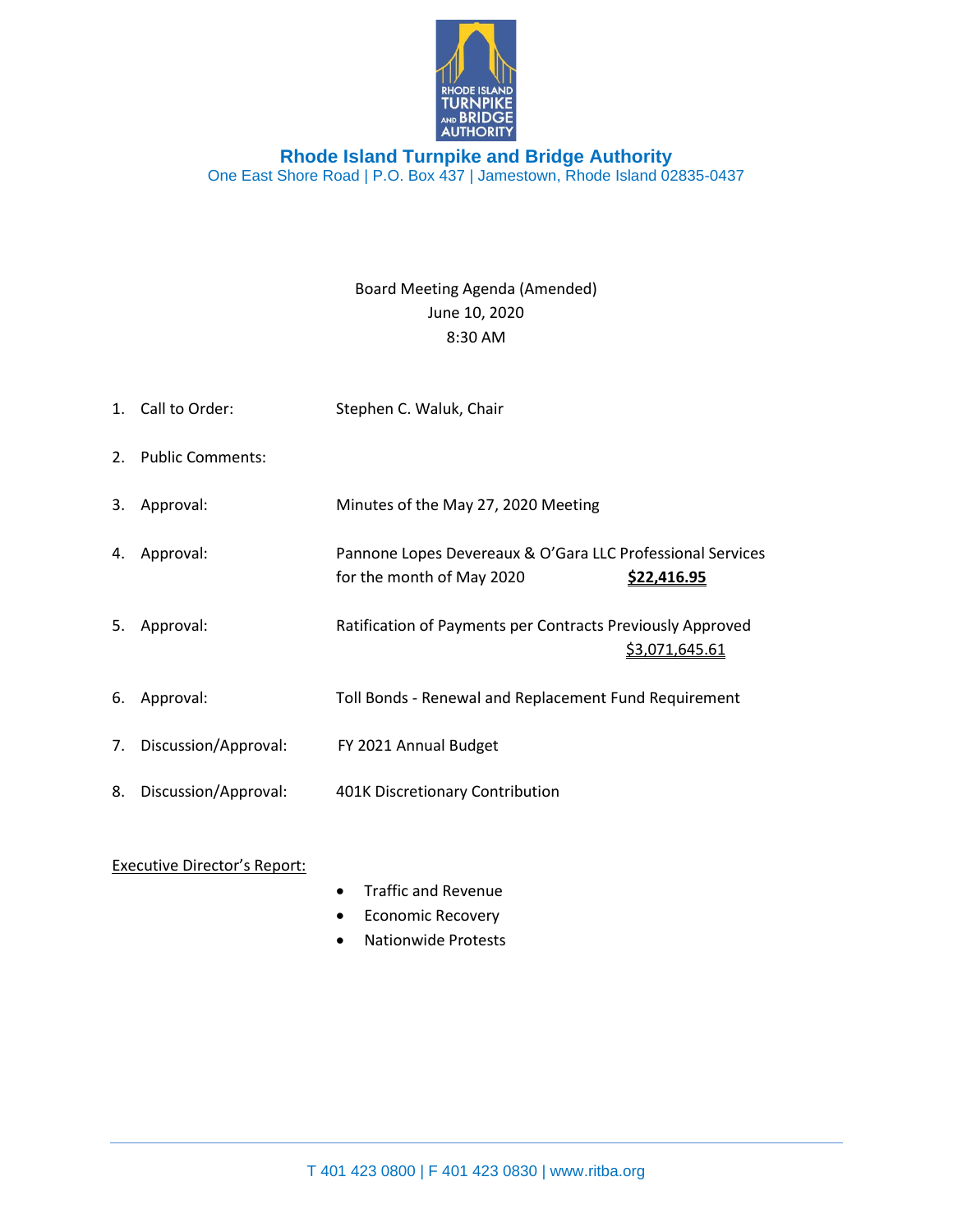# Rhode Island Turnpike and Bridge Authority

One East Shore Road | P.O. Box 437 | Jamestown, Rhode Island 02835-0437

Board Meeting Agenda (Amended)
June 10, 2020
8:30 AM

1. Call to Order: Stephen C. Waluk, Chair
2. Public Comments:
3. Approval: Minutes of the May 27, 2020 Meeting
4. Approval: Pannone Lopes Devereaux & O'Gara LLC Professional Services for the month of May 2020 **$22,416.95**
5. Approval: Ratification of Payments per Contracts Previously Approved $3,071,645.61
6. Approval: Toll Bonds - Renewal and Replacement Fund Requirement
7. Discussion/Approval: FY 2021 Annual Budget
8. Discussion/Approval: 401K Discretionary Contribution

Executive Director's Report:

- Traffic and Revenue
- Economic Recovery
- Nationwide Protests

T 401 423 0800 | F 401 423 0830 | www.ritba.org